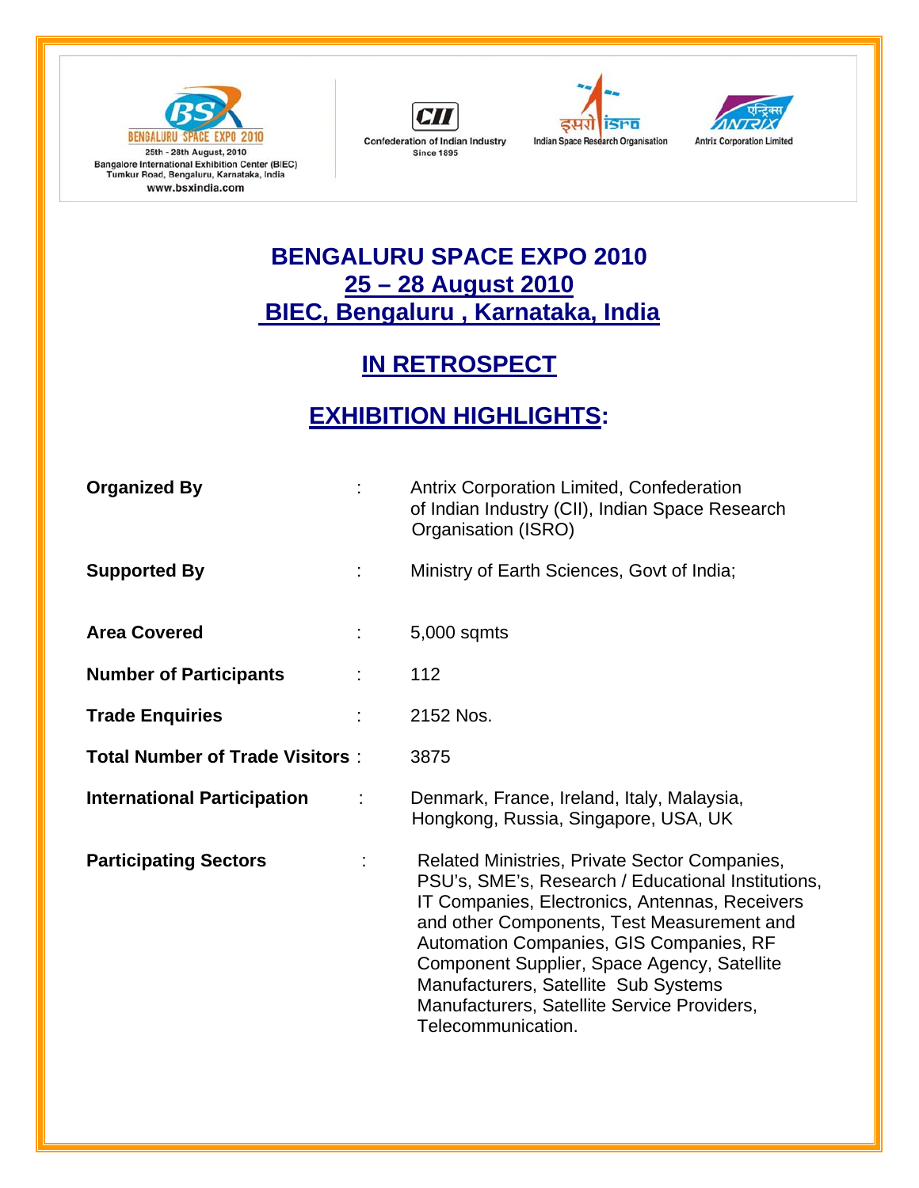BENGALURU SPACE EXPO 2010
25th - 28th August, 2010
Bangalore International Exhibition Center (BIEC)
Tumkur Road, Bengaluru, Karnataka, India
www.bsxindia.com

CII Confederation of Indian Industry Since 1895

इसरो isro Indian Space Research Organisation

एन्ट्रिक्स ANTRIX Antrix Corporation Limited

# BENGALURU SPACE EXPO 2010
## 25 – 28 August 2010
## BIEC, Bengaluru , Karnataka, India

## IN RETROSPECT

## EXHIBITION HIGHLIGHTS:

| | | |
|---|---|---|
| **Organized By** | : | Antrix Corporation Limited, Confederation of Indian Industry (CII), Indian Space Research Organisation (ISRO) |
| **Supported By** | : | Ministry of Earth Sciences, Govt of India; |
| **Area Covered** | : | 5,000 sqmts |
| **Number of Participants** | : | 112 |
| **Trade Enquiries** | : | 2152 Nos. |
| **Total Number of Trade Visitors** | : | 3875 |
| **International Participation** | : | Denmark, France, Ireland, Italy, Malaysia, Hongkong, Russia, Singapore, USA, UK |
| **Participating Sectors** | : | Related Ministries, Private Sector Companies, PSU's, SME's, Research / Educational Institutions, IT Companies, Electronics, Antennas, Receivers and other Components, Test Measurement and Automation Companies, GIS Companies, RF Component Supplier, Space Agency, Satellite Manufacturers, Satellite Sub Systems Manufacturers, Satellite Service Providers, Telecommunication. |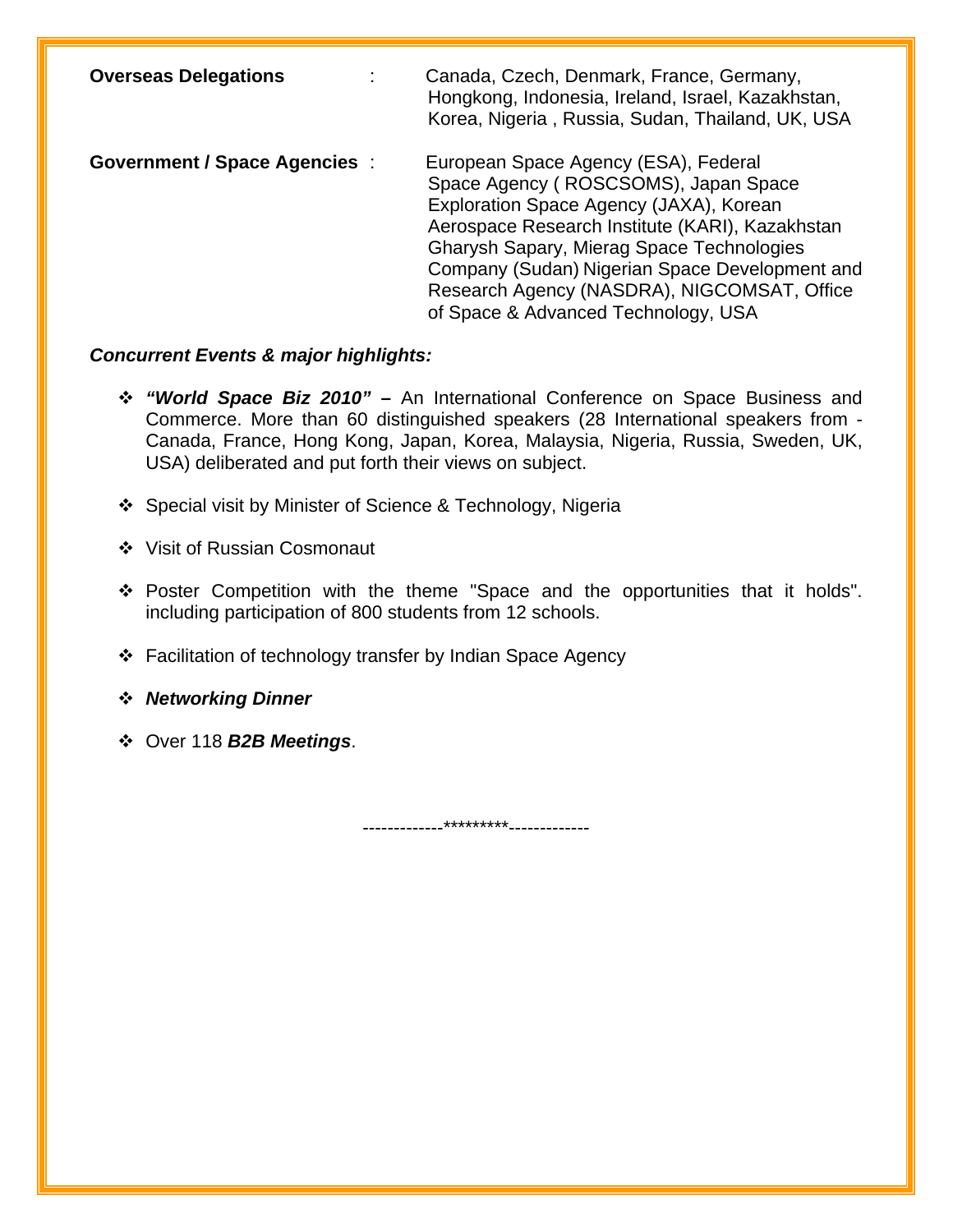**Overseas Delegations** : Canada, Czech, Denmark, France, Germany, Hongkong, Indonesia, Ireland, Israel, Kazakhstan, Korea, Nigeria , Russia, Sudan, Thailand, UK, USA

**Government / Space Agencies** : European Space Agency (ESA), Federal Space Agency ( ROSCSOMS), Japan Space Exploration Space Agency (JAXA), Korean Aerospace Research Institute (KARI), Kazakhstan Gharysh Sapary, Mierag Space Technologies Company (Sudan) Nigerian Space Development and Research Agency (NASDRA), NIGCOMSAT, Office of Space & Advanced Technology, USA

***Concurrent Events & major highlights:***

- ***"World Space Biz 2010" –*** An International Conference on Space Business and Commerce. More than 60 distinguished speakers (28 International speakers from - Canada, France, Hong Kong, Japan, Korea, Malaysia, Nigeria, Russia, Sweden, UK, USA) deliberated and put forth their views on subject.
- Special visit by Minister of Science & Technology, Nigeria
- Visit of Russian Cosmonaut
- Poster Competition with the theme "Space and the opportunities that it holds". including participation of 800 students from 12 schools.
- Facilitation of technology transfer by Indian Space Agency
- ***Networking Dinner***
- Over 118 ***B2B Meetings***.

-------------*********-------------